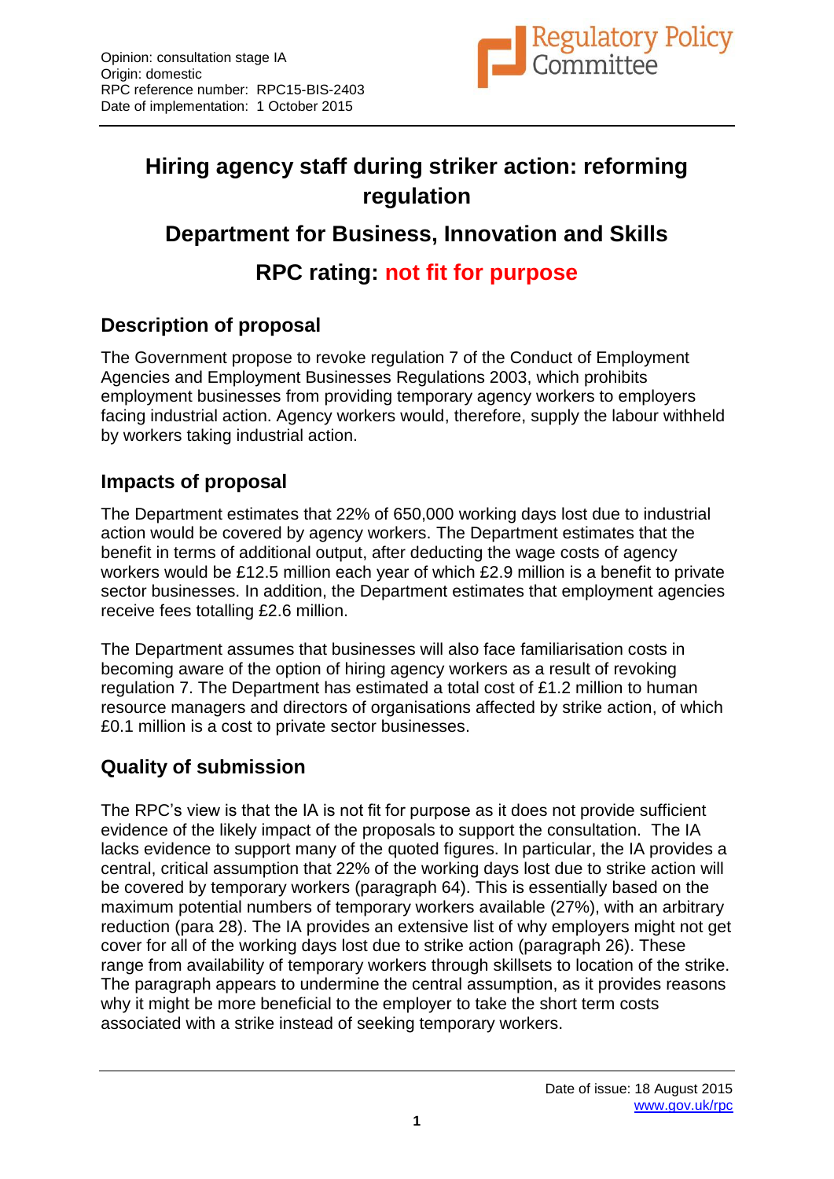Opinion: consultation stage IA
Origin: domestic
RPC reference number: RPC15-BIS-2403
Date of implementation: 1 October 2015

# Hiring agency staff during striker action: reforming regulation

## Department for Business, Innovation and Skills

## RPC rating: not fit for purpose

### Description of proposal

The Government propose to revoke regulation 7 of the Conduct of Employment Agencies and Employment Businesses Regulations 2003, which prohibits employment businesses from providing temporary agency workers to employers facing industrial action. Agency workers would, therefore, supply the labour withheld by workers taking industrial action.

### Impacts of proposal

The Department estimates that 22% of 650,000 working days lost due to industrial action would be covered by agency workers. The Department estimates that the benefit in terms of additional output, after deducting the wage costs of agency workers would be £12.5 million each year of which £2.9 million is a benefit to private sector businesses. In addition, the Department estimates that employment agencies receive fees totalling £2.6 million.

The Department assumes that businesses will also face familiarisation costs in becoming aware of the option of hiring agency workers as a result of revoking regulation 7. The Department has estimated a total cost of £1.2 million to human resource managers and directors of organisations affected by strike action, of which £0.1 million is a cost to private sector businesses.

### Quality of submission

The RPC's view is that the IA is not fit for purpose as it does not provide sufficient evidence of the likely impact of the proposals to support the consultation. The IA lacks evidence to support many of the quoted figures. In particular, the IA provides a central, critical assumption that 22% of the working days lost due to strike action will be covered by temporary workers (paragraph 64). This is essentially based on the maximum potential numbers of temporary workers available (27%), with an arbitrary reduction (para 28). The IA provides an extensive list of why employers might not get cover for all of the working days lost due to strike action (paragraph 26). These range from availability of temporary workers through skillsets to location of the strike. The paragraph appears to undermine the central assumption, as it provides reasons why it might be more beneficial to the employer to take the short term costs associated with a strike instead of seeking temporary workers.

Date of issue: 18 August 2015
www.gov.uk/rpc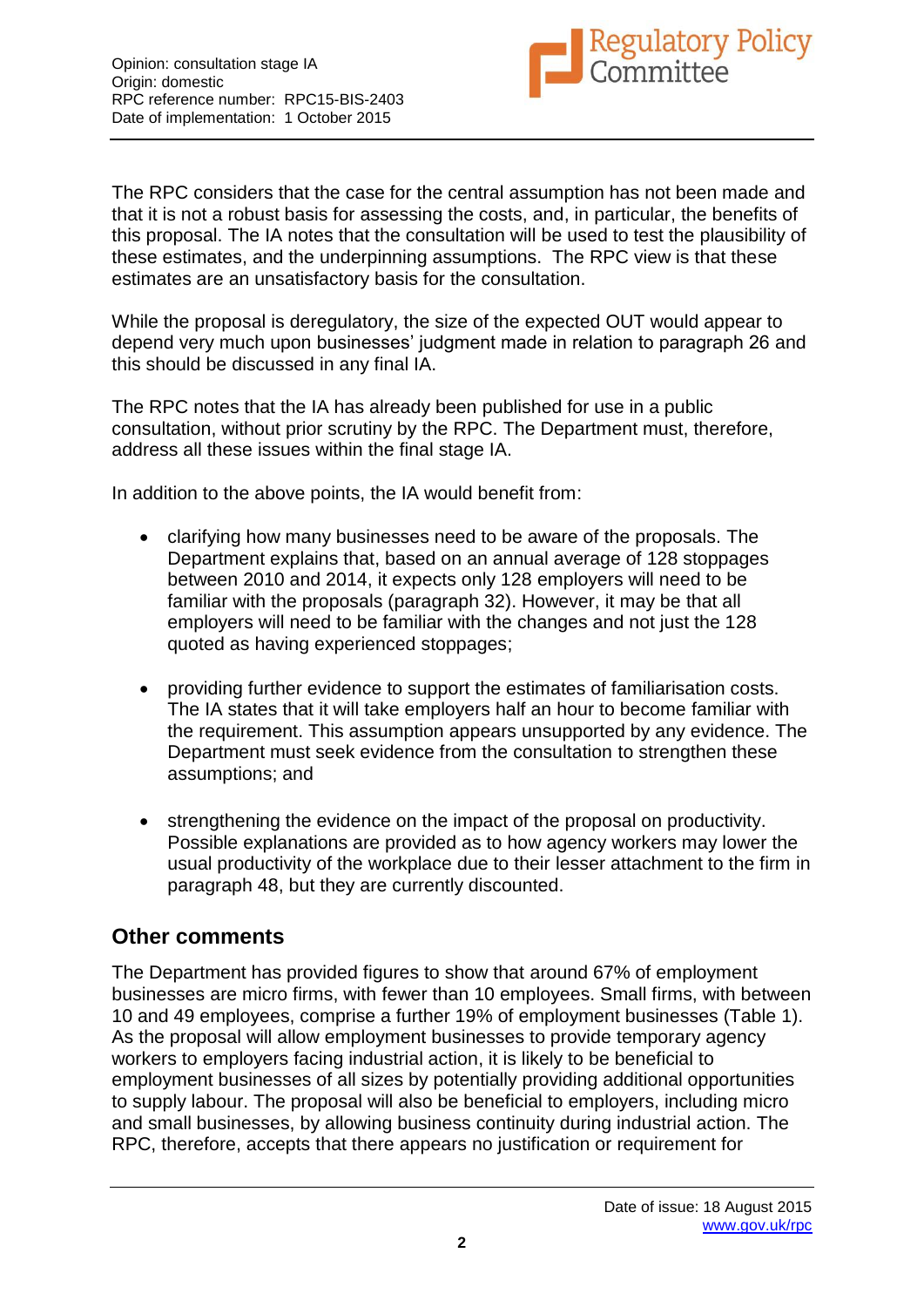The RPC considers that the case for the central assumption has not been made and that it is not a robust basis for assessing the costs, and, in particular, the benefits of this proposal. The IA notes that the consultation will be used to test the plausibility of these estimates, and the underpinning assumptions. The RPC view is that these estimates are an unsatisfactory basis for the consultation.

While the proposal is deregulatory, the size of the expected OUT would appear to depend very much upon businesses' judgment made in relation to paragraph 26 and this should be discussed in any final IA.

The RPC notes that the IA has already been published for use in a public consultation, without prior scrutiny by the RPC. The Department must, therefore, address all these issues within the final stage IA.

In addition to the above points, the IA would benefit from:

- clarifying how many businesses need to be aware of the proposals. The Department explains that, based on an annual average of 128 stoppages between 2010 and 2014, it expects only 128 employers will need to be familiar with the proposals (paragraph 32). However, it may be that all employers will need to be familiar with the changes and not just the 128 quoted as having experienced stoppages;

- providing further evidence to support the estimates of familiarisation costs. The IA states that it will take employers half an hour to become familiar with the requirement. This assumption appears unsupported by any evidence. The Department must seek evidence from the consultation to strengthen these assumptions; and

- strengthening the evidence on the impact of the proposal on productivity. Possible explanations are provided as to how agency workers may lower the usual productivity of the workplace due to their lesser attachment to the firm in paragraph 48, but they are currently discounted.

## Other comments

The Department has provided figures to show that around 67% of employment businesses are micro firms, with fewer than 10 employees. Small firms, with between 10 and 49 employees, comprise a further 19% of employment businesses (Table 1). As the proposal will allow employment businesses to provide temporary agency workers to employers facing industrial action, it is likely to be beneficial to employment businesses of all sizes by potentially providing additional opportunities to supply labour. The proposal will also be beneficial to employers, including micro and small businesses, by allowing business continuity during industrial action. The RPC, therefore, accepts that there appears no justification or requirement for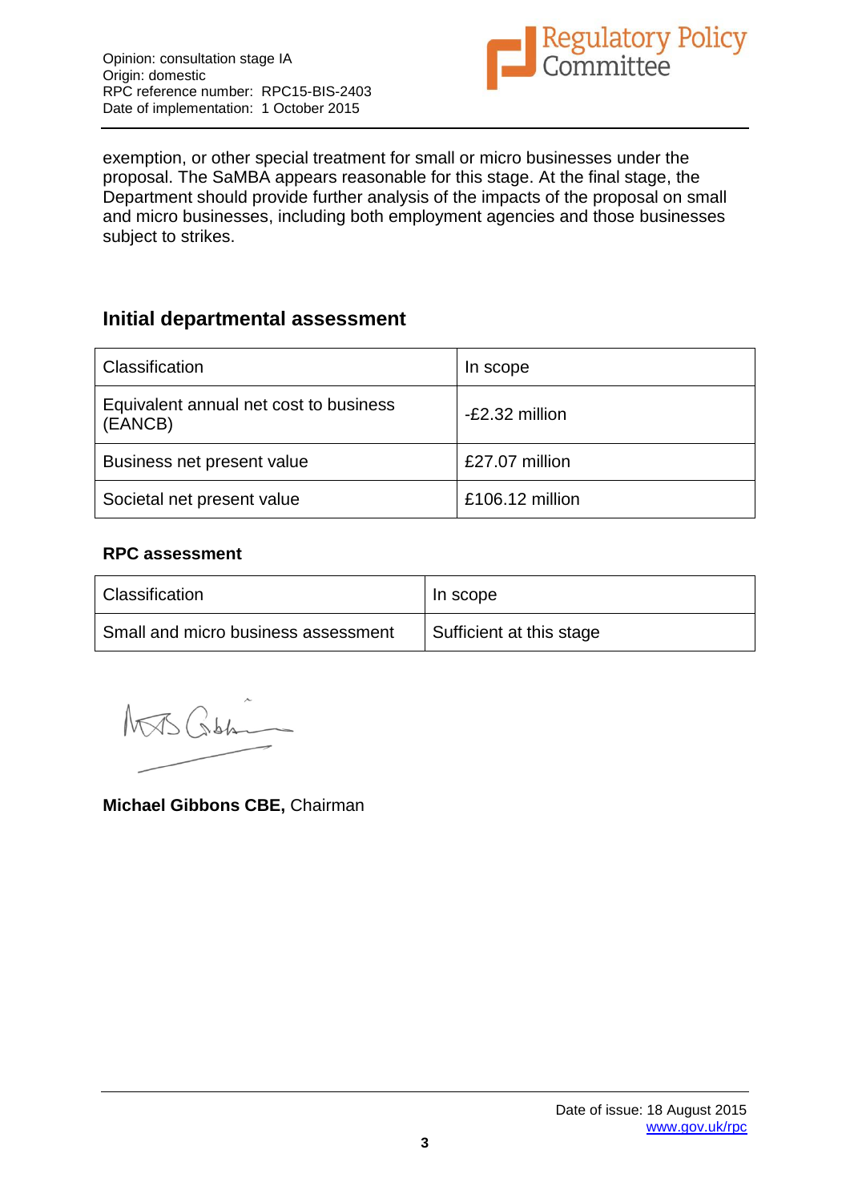exemption, or other special treatment for small or micro businesses under the proposal. The SaMBA appears reasonable for this stage. At the final stage, the Department should provide further analysis of the impacts of the proposal on small and micro businesses, including both employment agencies and those businesses subject to strikes.

## Initial departmental assessment

| | |
|---|---|
| Classification | In scope |
| Equivalent annual net cost to business (EANCB) | -£2.32 million |
| Business net present value | £27.07 million |
| Societal net present value | £106.12 million |

### RPC assessment

| | |
|---|---|
| Classification | In scope |
| Small and micro business assessment | Sufficient at this stage |

**Michael Gibbons CBE,** Chairman